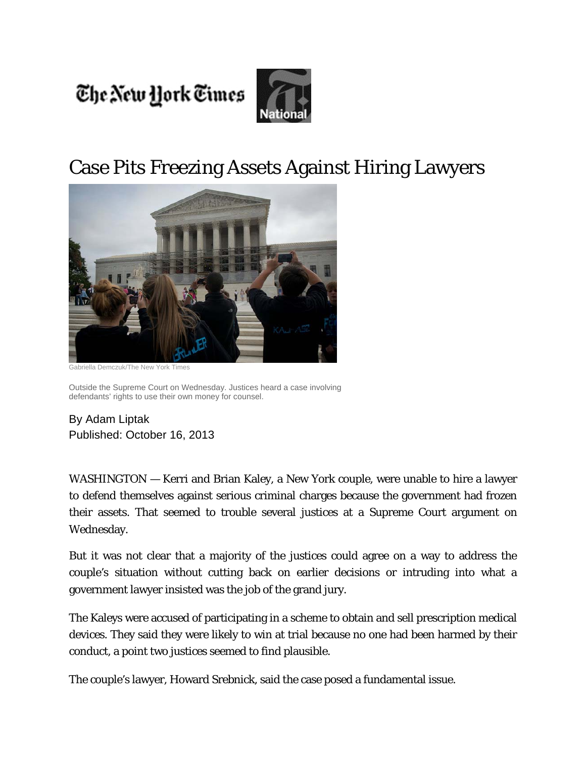The New York Times National

# Case Pits Freezing Assets Against Hiring Lawyers

Gabriella Demczuk/The New York Times

Outside the Supreme Court on Wednesday. Justices heard a case involving defendants' rights to use their own money for counsel.

By Adam Liptak
Published: October 16, 2013

WASHINGTON — Kerri and Brian Kaley, a New York couple, were unable to hire a lawyer to defend themselves against serious criminal charges because the government had frozen their assets. That seemed to trouble several justices at a Supreme Court argument on Wednesday.

But it was not clear that a majority of the justices could agree on a way to address the couple's situation without cutting back on earlier decisions or intruding into what a government lawyer insisted was the job of the grand jury.

The Kaleys were accused of participating in a scheme to obtain and sell prescription medical devices. They said they were likely to win at trial because no one had been harmed by their conduct, a point two justices seemed to find plausible.

The couple's lawyer, Howard Srebnick, said the case posed a fundamental issue.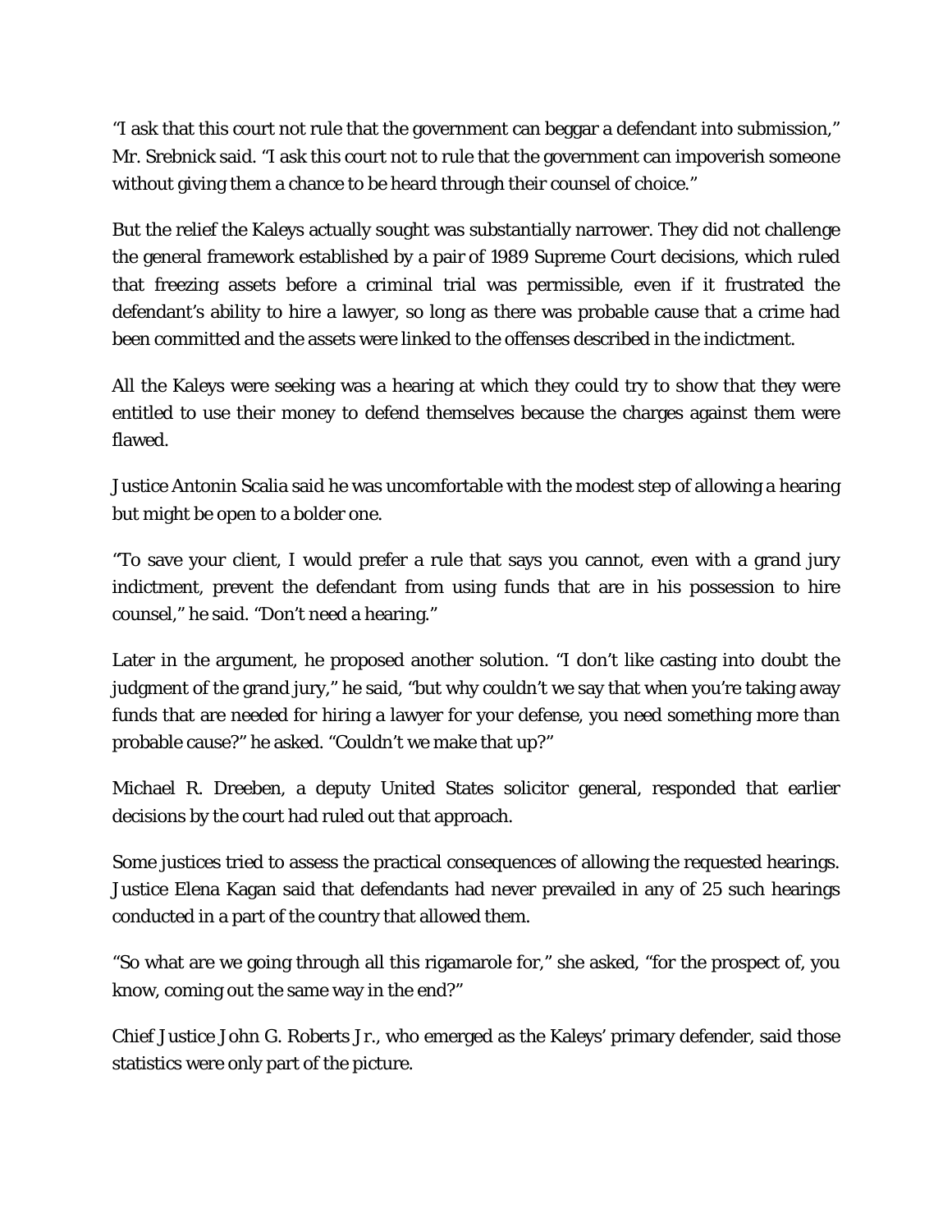"I ask that this court not rule that the government can beggar a defendant into submission," Mr. Srebnick said. "I ask this court not to rule that the government can impoverish someone without giving them a chance to be heard through their counsel of choice."

But the relief the Kaleys actually sought was substantially narrower. They did not challenge the general framework established by a pair of 1989 Supreme Court decisions, which ruled that freezing assets before a criminal trial was permissible, even if it frustrated the defendant's ability to hire a lawyer, so long as there was probable cause that a crime had been committed and the assets were linked to the offenses described in the indictment.

All the Kaleys were seeking was a hearing at which they could try to show that they were entitled to use their money to defend themselves because the charges against them were flawed.

Justice Antonin Scalia said he was uncomfortable with the modest step of allowing a hearing but might be open to a bolder one.

"To save your client, I would prefer a rule that says you cannot, even with a grand jury indictment, prevent the defendant from using funds that are in his possession to hire counsel," he said. "Don't need a hearing."

Later in the argument, he proposed another solution. "I don't like casting into doubt the judgment of the grand jury," he said, "but why couldn't we say that when you're taking away funds that are needed for hiring a lawyer for your defense, you need something more than probable cause?" he asked. "Couldn't we make that up?"

Michael R. Dreeben, a deputy United States solicitor general, responded that earlier decisions by the court had ruled out that approach.

Some justices tried to assess the practical consequences of allowing the requested hearings. Justice Elena Kagan said that defendants had never prevailed in any of 25 such hearings conducted in a part of the country that allowed them.

"So what are we going through all this rigamarole for," she asked, "for the prospect of, you know, coming out the same way in the end?"

Chief Justice John G. Roberts Jr., who emerged as the Kaleys' primary defender, said those statistics were only part of the picture.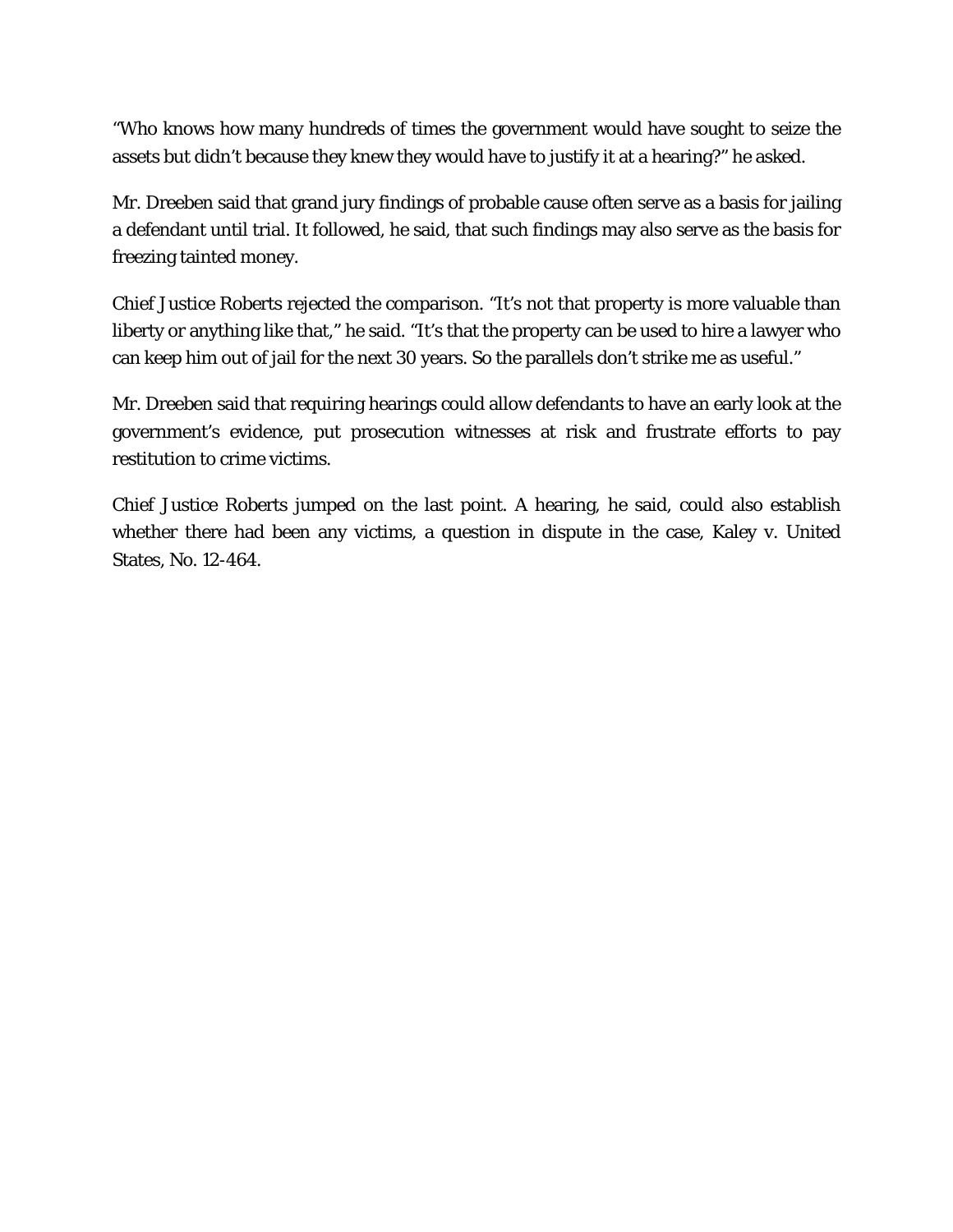"Who knows how many hundreds of times the government would have sought to seize the assets but didn't because they knew they would have to justify it at a hearing?" he asked.

Mr. Dreeben said that grand jury findings of probable cause often serve as a basis for jailing a defendant until trial. It followed, he said, that such findings may also serve as the basis for freezing tainted money.

Chief Justice Roberts rejected the comparison. "It's not that property is more valuable than liberty or anything like that," he said. "It's that the property can be used to hire a lawyer who can keep him out of jail for the next 30 years. So the parallels don't strike me as useful."

Mr. Dreeben said that requiring hearings could allow defendants to have an early look at the government's evidence, put prosecution witnesses at risk and frustrate efforts to pay restitution to crime victims.

Chief Justice Roberts jumped on the last point. A hearing, he said, could also establish whether there had been any victims, a question in dispute in the case, Kaley v. United States, No. 12-464.